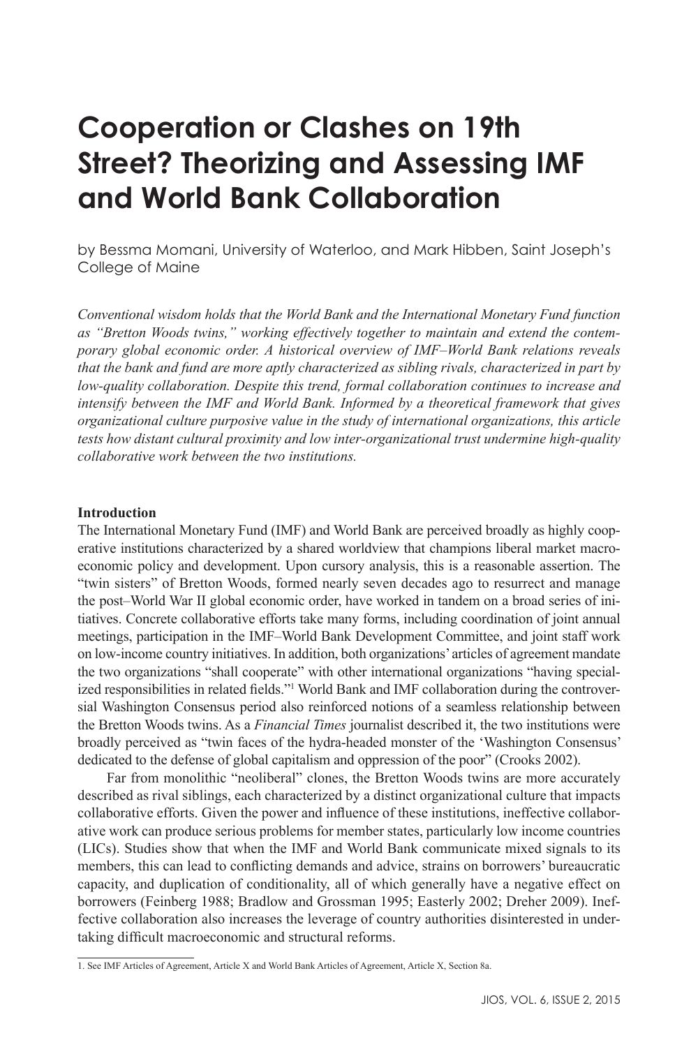# Cooperation or Clashes on 19th Street? Theorizing and Assessing IMF and World Bank Collaboration

by Bessma Momani, University of Waterloo, and Mark Hibben, Saint Joseph's College of Maine

*Conventional wisdom holds that the World Bank and the International Monetary Fund function as "Bretton Woods twins," working effectively together to maintain and extend the contemporary global economic order. A historical overview of IMF–World Bank relations reveals that the bank and fund are more aptly characterized as sibling rivals, characterized in part by low-quality collaboration. Despite this trend, formal collaboration continues to increase and intensify between the IMF and World Bank. Informed by a theoretical framework that gives organizational culture purposive value in the study of international organizations, this article tests how distant cultural proximity and low inter-organizational trust undermine high-quality collaborative work between the two institutions.*

## Introduction

The International Monetary Fund (IMF) and World Bank are perceived broadly as highly cooperative institutions characterized by a shared worldview that champions liberal market macroeconomic policy and development. Upon cursory analysis, this is a reasonable assertion. The "twin sisters" of Bretton Woods, formed nearly seven decades ago to resurrect and manage the post–World War II global economic order, have worked in tandem on a broad series of initiatives. Concrete collaborative efforts take many forms, including coordination of joint annual meetings, participation in the IMF–World Bank Development Committee, and joint staff work on low-income country initiatives. In addition, both organizations' articles of agreement mandate the two organizations "shall cooperate" with other international organizations "having specialized responsibilities in related fields."[1] World Bank and IMF collaboration during the controversial Washington Consensus period also reinforced notions of a seamless relationship between the Bretton Woods twins. As a *Financial Times* journalist described it, the two institutions were broadly perceived as "twin faces of the hydra-headed monster of the 'Washington Consensus' dedicated to the defense of global capitalism and oppression of the poor" (Crooks 2002).

Far from monolithic "neoliberal" clones, the Bretton Woods twins are more accurately described as rival siblings, each characterized by a distinct organizational culture that impacts collaborative efforts. Given the power and influence of these institutions, ineffective collaborative work can produce serious problems for member states, particularly low income countries (LICs). Studies show that when the IMF and World Bank communicate mixed signals to its members, this can lead to conflicting demands and advice, strains on borrowers' bureaucratic capacity, and duplication of conditionality, all of which generally have a negative effect on borrowers (Feinberg 1988; Bradlow and Grossman 1995; Easterly 2002; Dreher 2009). Ineffective collaboration also increases the leverage of country authorities disinterested in undertaking difficult macroeconomic and structural reforms.

1. See IMF Articles of Agreement, Article X and World Bank Articles of Agreement, Article X, Section 8a.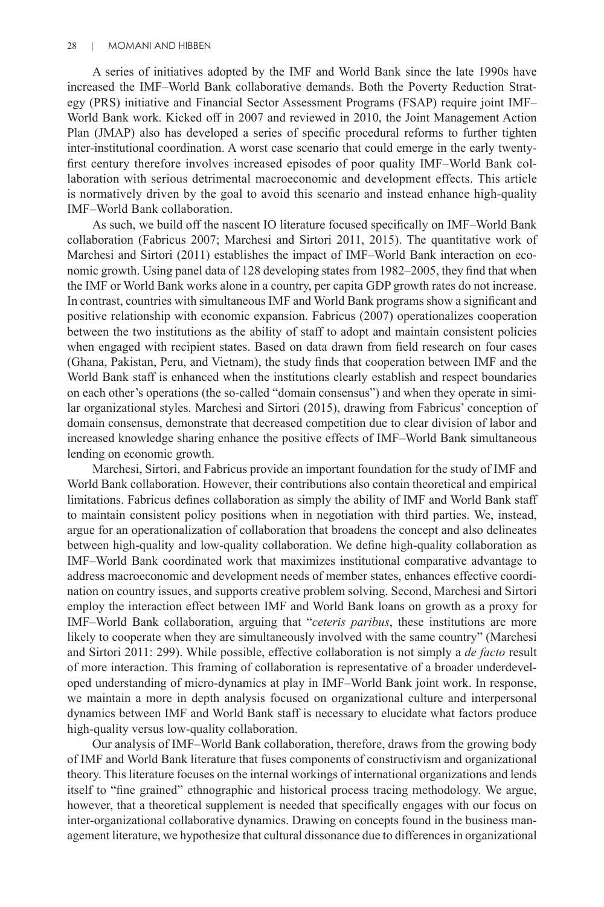A series of initiatives adopted by the IMF and World Bank since the late 1990s have increased the IMF–World Bank collaborative demands. Both the Poverty Reduction Strategy (PRS) initiative and Financial Sector Assessment Programs (FSAP) require joint IMF–World Bank work. Kicked off in 2007 and reviewed in 2010, the Joint Management Action Plan (JMAP) also has developed a series of specific procedural reforms to further tighten inter-institutional coordination. A worst case scenario that could emerge in the early twenty-first century therefore involves increased episodes of poor quality IMF–World Bank collaboration with serious detrimental macroeconomic and development effects. This article is normatively driven by the goal to avoid this scenario and instead enhance high-quality IMF–World Bank collaboration.

As such, we build off the nascent IO literature focused specifically on IMF–World Bank collaboration (Fabricus 2007; Marchesi and Sirtori 2011, 2015). The quantitative work of Marchesi and Sirtori (2011) establishes the impact of IMF–World Bank interaction on economic growth. Using panel data of 128 developing states from 1982–2005, they find that when the IMF or World Bank works alone in a country, per capita GDP growth rates do not increase. In contrast, countries with simultaneous IMF and World Bank programs show a significant and positive relationship with economic expansion. Fabricus (2007) operationalizes cooperation between the two institutions as the ability of staff to adopt and maintain consistent policies when engaged with recipient states. Based on data drawn from field research on four cases (Ghana, Pakistan, Peru, and Vietnam), the study finds that cooperation between IMF and the World Bank staff is enhanced when the institutions clearly establish and respect boundaries on each other's operations (the so-called "domain consensus") and when they operate in similar organizational styles. Marchesi and Sirtori (2015), drawing from Fabricus' conception of domain consensus, demonstrate that decreased competition due to clear division of labor and increased knowledge sharing enhance the positive effects of IMF–World Bank simultaneous lending on economic growth.

Marchesi, Sirtori, and Fabricus provide an important foundation for the study of IMF and World Bank collaboration. However, their contributions also contain theoretical and empirical limitations. Fabricus defines collaboration as simply the ability of IMF and World Bank staff to maintain consistent policy positions when in negotiation with third parties. We, instead, argue for an operationalization of collaboration that broadens the concept and also delineates between high-quality and low-quality collaboration. We define high-quality collaboration as IMF–World Bank coordinated work that maximizes institutional comparative advantage to address macroeconomic and development needs of member states, enhances effective coordination on country issues, and supports creative problem solving. Second, Marchesi and Sirtori employ the interaction effect between IMF and World Bank loans on growth as a proxy for IMF–World Bank collaboration, arguing that "*ceteris paribus*, these institutions are more likely to cooperate when they are simultaneously involved with the same country" (Marchesi and Sirtori 2011: 299). While possible, effective collaboration is not simply a *de facto* result of more interaction. This framing of collaboration is representative of a broader underdeveloped understanding of micro-dynamics at play in IMF–World Bank joint work. In response, we maintain a more in depth analysis focused on organizational culture and interpersonal dynamics between IMF and World Bank staff is necessary to elucidate what factors produce high-quality versus low-quality collaboration.

Our analysis of IMF–World Bank collaboration, therefore, draws from the growing body of IMF and World Bank literature that fuses components of constructivism and organizational theory. This literature focuses on the internal workings of international organizations and lends itself to "fine grained" ethnographic and historical process tracing methodology. We argue, however, that a theoretical supplement is needed that specifically engages with our focus on inter-organizational collaborative dynamics. Drawing on concepts found in the business management literature, we hypothesize that cultural dissonance due to differences in organizational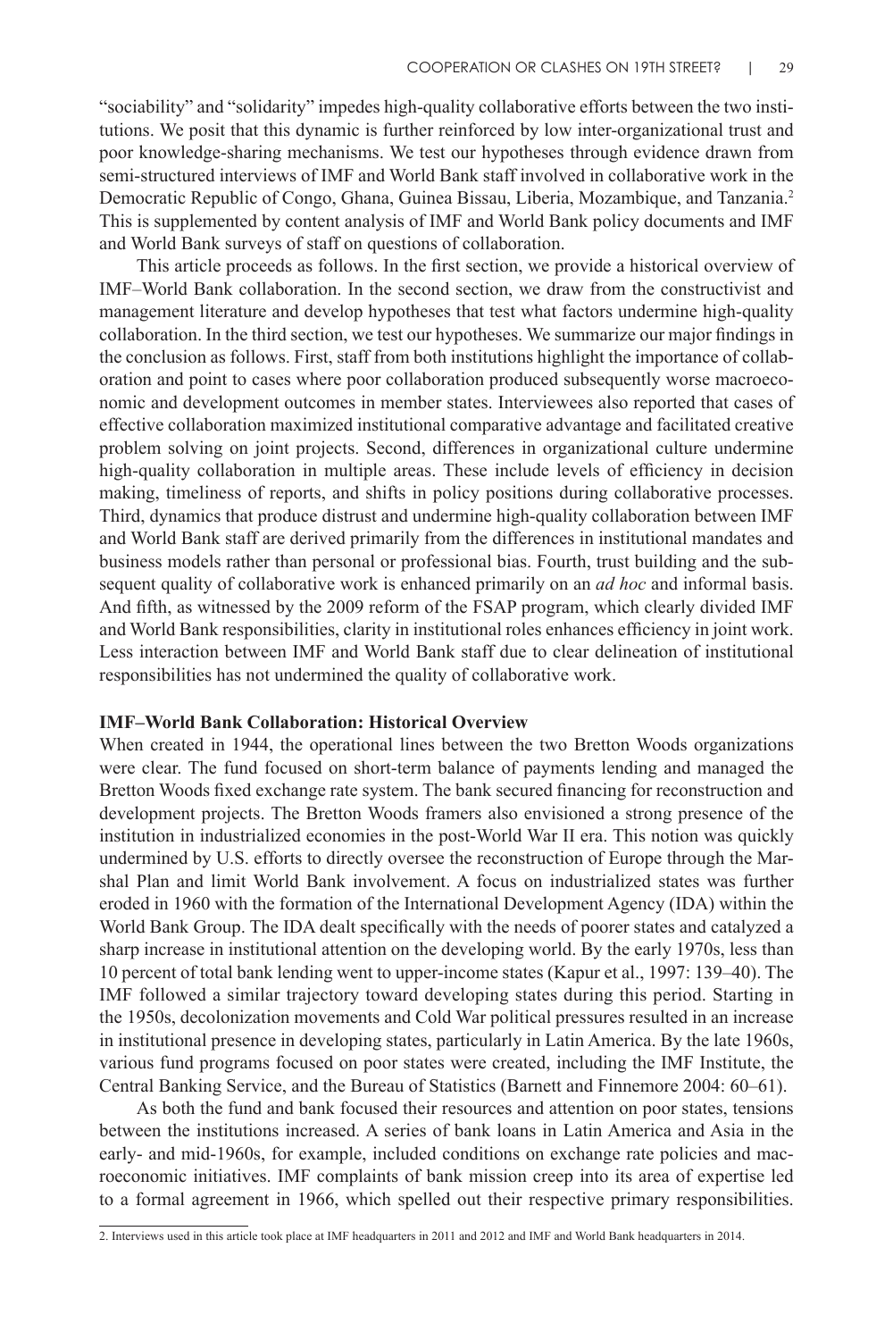"sociability" and "solidarity" impedes high-quality collaborative efforts between the two institutions. We posit that this dynamic is further reinforced by low inter-organizational trust and poor knowledge-sharing mechanisms. We test our hypotheses through evidence drawn from semi-structured interviews of IMF and World Bank staff involved in collaborative work in the Democratic Republic of Congo, Ghana, Guinea Bissau, Liberia, Mozambique, and Tanzania.[2] This is supplemented by content analysis of IMF and World Bank policy documents and IMF and World Bank surveys of staff on questions of collaboration.

This article proceeds as follows. In the first section, we provide a historical overview of IMF–World Bank collaboration. In the second section, we draw from the constructivist and management literature and develop hypotheses that test what factors undermine high-quality collaboration. In the third section, we test our hypotheses. We summarize our major findings in the conclusion as follows. First, staff from both institutions highlight the importance of collaboration and point to cases where poor collaboration produced subsequently worse macroeconomic and development outcomes in member states. Interviewees also reported that cases of effective collaboration maximized institutional comparative advantage and facilitated creative problem solving on joint projects. Second, differences in organizational culture undermine high-quality collaboration in multiple areas. These include levels of efficiency in decision making, timeliness of reports, and shifts in policy positions during collaborative processes. Third, dynamics that produce distrust and undermine high-quality collaboration between IMF and World Bank staff are derived primarily from the differences in institutional mandates and business models rather than personal or professional bias. Fourth, trust building and the subsequent quality of collaborative work is enhanced primarily on an *ad hoc* and informal basis. And fifth, as witnessed by the 2009 reform of the FSAP program, which clearly divided IMF and World Bank responsibilities, clarity in institutional roles enhances efficiency in joint work. Less interaction between IMF and World Bank staff due to clear delineation of institutional responsibilities has not undermined the quality of collaborative work.

**IMF–World Bank Collaboration: Historical Overview**

When created in 1944, the operational lines between the two Bretton Woods organizations were clear. The fund focused on short-term balance of payments lending and managed the Bretton Woods fixed exchange rate system. The bank secured financing for reconstruction and development projects. The Bretton Woods framers also envisioned a strong presence of the institution in industrialized economies in the post-World War II era. This notion was quickly undermined by U.S. efforts to directly oversee the reconstruction of Europe through the Marshal Plan and limit World Bank involvement. A focus on industrialized states was further eroded in 1960 with the formation of the International Development Agency (IDA) within the World Bank Group. The IDA dealt specifically with the needs of poorer states and catalyzed a sharp increase in institutional attention on the developing world. By the early 1970s, less than 10 percent of total bank lending went to upper-income states (Kapur et al., 1997: 139–40). The IMF followed a similar trajectory toward developing states during this period. Starting in the 1950s, decolonization movements and Cold War political pressures resulted in an increase in institutional presence in developing states, particularly in Latin America. By the late 1960s, various fund programs focused on poor states were created, including the IMF Institute, the Central Banking Service, and the Bureau of Statistics (Barnett and Finnemore 2004: 60–61).

As both the fund and bank focused their resources and attention on poor states, tensions between the institutions increased. A series of bank loans in Latin America and Asia in the early- and mid-1960s, for example, included conditions on exchange rate policies and macroeconomic initiatives. IMF complaints of bank mission creep into its area of expertise led to a formal agreement in 1966, which spelled out their respective primary responsibilities.

2. Interviews used in this article took place at IMF headquarters in 2011 and 2012 and IMF and World Bank headquarters in 2014.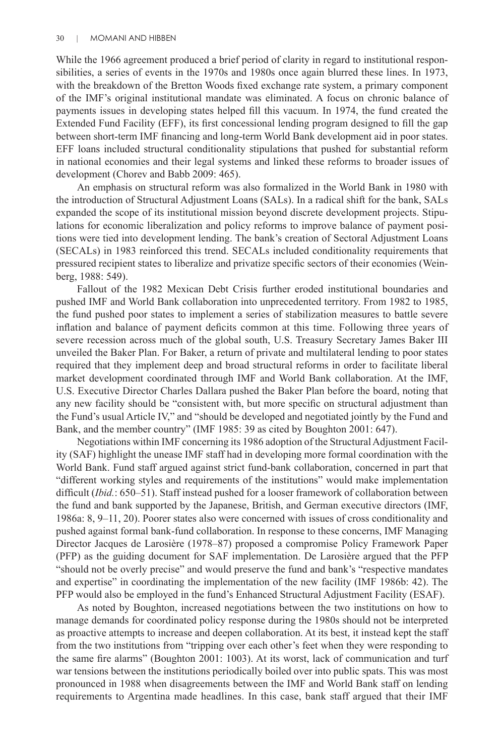While the 1966 agreement produced a brief period of clarity in regard to institutional responsibilities, a series of events in the 1970s and 1980s once again blurred these lines. In 1973, with the breakdown of the Bretton Woods fixed exchange rate system, a primary component of the IMF's original institutional mandate was eliminated. A focus on chronic balance of payments issues in developing states helped fill this vacuum. In 1974, the fund created the Extended Fund Facility (EFF), its first concessional lending program designed to fill the gap between short-term IMF financing and long-term World Bank development aid in poor states. EFF loans included structural conditionality stipulations that pushed for substantial reform in national economies and their legal systems and linked these reforms to broader issues of development (Chorev and Babb 2009: 465).

An emphasis on structural reform was also formalized in the World Bank in 1980 with the introduction of Structural Adjustment Loans (SALs). In a radical shift for the bank, SALs expanded the scope of its institutional mission beyond discrete development projects. Stipulations for economic liberalization and policy reforms to improve balance of payment positions were tied into development lending. The bank's creation of Sectoral Adjustment Loans (SECALs) in 1983 reinforced this trend. SECALs included conditionality requirements that pressured recipient states to liberalize and privatize specific sectors of their economies (Weinberg, 1988: 549).

Fallout of the 1982 Mexican Debt Crisis further eroded institutional boundaries and pushed IMF and World Bank collaboration into unprecedented territory. From 1982 to 1985, the fund pushed poor states to implement a series of stabilization measures to battle severe inflation and balance of payment deficits common at this time. Following three years of severe recession across much of the global south, U.S. Treasury Secretary James Baker III unveiled the Baker Plan. For Baker, a return of private and multilateral lending to poor states required that they implement deep and broad structural reforms in order to facilitate liberal market development coordinated through IMF and World Bank collaboration. At the IMF, U.S. Executive Director Charles Dallara pushed the Baker Plan before the board, noting that any new facility should be "consistent with, but more specific on structural adjustment than the Fund's usual Article IV," and "should be developed and negotiated jointly by the Fund and Bank, and the member country" (IMF 1985: 39 as cited by Boughton 2001: 647).

Negotiations within IMF concerning its 1986 adoption of the Structural Adjustment Facility (SAF) highlight the unease IMF staff had in developing more formal coordination with the World Bank. Fund staff argued against strict fund-bank collaboration, concerned in part that "different working styles and requirements of the institutions" would make implementation difficult (*Ibid.*: 650–51). Staff instead pushed for a looser framework of collaboration between the fund and bank supported by the Japanese, British, and German executive directors (IMF, 1986a: 8, 9–11, 20). Poorer states also were concerned with issues of cross conditionality and pushed against formal bank-fund collaboration. In response to these concerns, IMF Managing Director Jacques de Larosière (1978–87) proposed a compromise Policy Framework Paper (PFP) as the guiding document for SAF implementation. De Larosière argued that the PFP "should not be overly precise" and would preserve the fund and bank's "respective mandates and expertise" in coordinating the implementation of the new facility (IMF 1986b: 42). The PFP would also be employed in the fund's Enhanced Structural Adjustment Facility (ESAF).

As noted by Boughton, increased negotiations between the two institutions on how to manage demands for coordinated policy response during the 1980s should not be interpreted as proactive attempts to increase and deepen collaboration. At its best, it instead kept the staff from the two institutions from "tripping over each other's feet when they were responding to the same fire alarms" (Boughton 2001: 1003). At its worst, lack of communication and turf war tensions between the institutions periodically boiled over into public spats. This was most pronounced in 1988 when disagreements between the IMF and World Bank staff on lending requirements to Argentina made headlines. In this case, bank staff argued that their IMF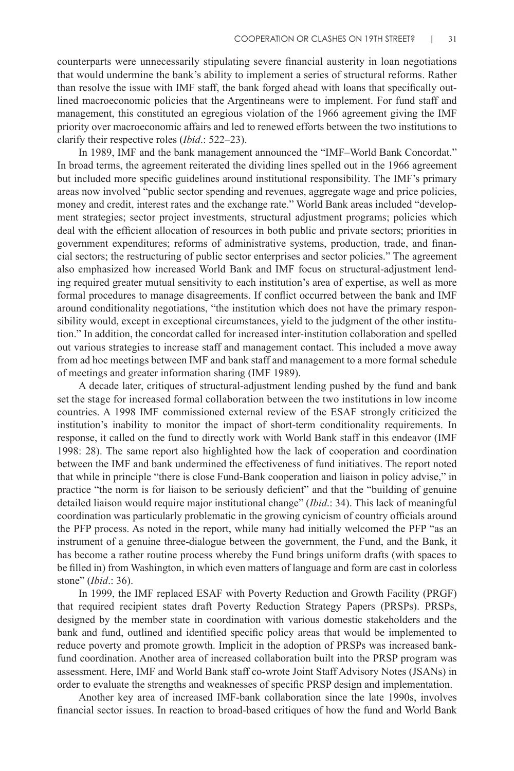counterparts were unnecessarily stipulating severe financial austerity in loan negotiations that would undermine the bank's ability to implement a series of structural reforms. Rather than resolve the issue with IMF staff, the bank forged ahead with loans that specifically outlined macroeconomic policies that the Argentineans were to implement. For fund staff and management, this constituted an egregious violation of the 1966 agreement giving the IMF priority over macroeconomic affairs and led to renewed efforts between the two institutions to clarify their respective roles (*Ibid*.: 522–23).

In 1989, IMF and the bank management announced the "IMF–World Bank Concordat." In broad terms, the agreement reiterated the dividing lines spelled out in the 1966 agreement but included more specific guidelines around institutional responsibility. The IMF's primary areas now involved "public sector spending and revenues, aggregate wage and price policies, money and credit, interest rates and the exchange rate." World Bank areas included "development strategies; sector project investments, structural adjustment programs; policies which deal with the efficient allocation of resources in both public and private sectors; priorities in government expenditures; reforms of administrative systems, production, trade, and financial sectors; the restructuring of public sector enterprises and sector policies." The agreement also emphasized how increased World Bank and IMF focus on structural-adjustment lending required greater mutual sensitivity to each institution's area of expertise, as well as more formal procedures to manage disagreements. If conflict occurred between the bank and IMF around conditionality negotiations, "the institution which does not have the primary responsibility would, except in exceptional circumstances, yield to the judgment of the other institution." In addition, the concordat called for increased inter-institution collaboration and spelled out various strategies to increase staff and management contact. This included a move away from ad hoc meetings between IMF and bank staff and management to a more formal schedule of meetings and greater information sharing (IMF 1989).

A decade later, critiques of structural-adjustment lending pushed by the fund and bank set the stage for increased formal collaboration between the two institutions in low income countries. A 1998 IMF commissioned external review of the ESAF strongly criticized the institution's inability to monitor the impact of short-term conditionality requirements. In response, it called on the fund to directly work with World Bank staff in this endeavor (IMF 1998: 28). The same report also highlighted how the lack of cooperation and coordination between the IMF and bank undermined the effectiveness of fund initiatives. The report noted that while in principle "there is close Fund-Bank cooperation and liaison in policy advise," in practice "the norm is for liaison to be seriously deficient" and that the "building of genuine detailed liaison would require major institutional change" (*Ibid*.: 34). This lack of meaningful coordination was particularly problematic in the growing cynicism of country officials around the PFP process. As noted in the report, while many had initially welcomed the PFP "as an instrument of a genuine three-dialogue between the government, the Fund, and the Bank, it has become a rather routine process whereby the Fund brings uniform drafts (with spaces to be filled in) from Washington, in which even matters of language and form are cast in colorless stone" (*Ibid*.: 36).

In 1999, the IMF replaced ESAF with Poverty Reduction and Growth Facility (PRGF) that required recipient states draft Poverty Reduction Strategy Papers (PRSPs). PRSPs, designed by the member state in coordination with various domestic stakeholders and the bank and fund, outlined and identified specific policy areas that would be implemented to reduce poverty and promote growth. Implicit in the adoption of PRSPs was increased bank-fund coordination. Another area of increased collaboration built into the PRSP program was assessment. Here, IMF and World Bank staff co-wrote Joint Staff Advisory Notes (JSANs) in order to evaluate the strengths and weaknesses of specific PRSP design and implementation.

Another key area of increased IMF-bank collaboration since the late 1990s, involves financial sector issues. In reaction to broad-based critiques of how the fund and World Bank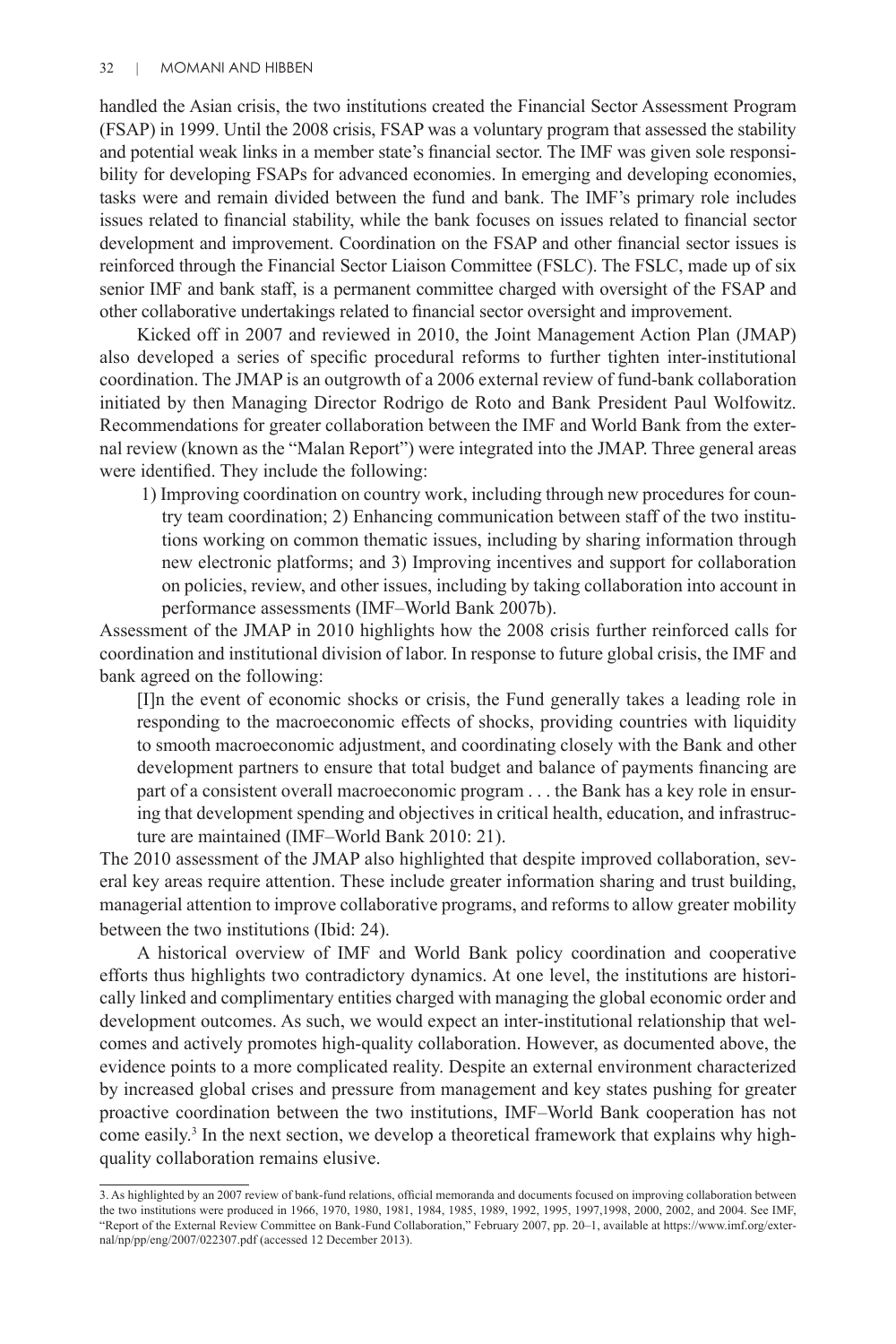handled the Asian crisis, the two institutions created the Financial Sector Assessment Program (FSAP) in 1999. Until the 2008 crisis, FSAP was a voluntary program that assessed the stability and potential weak links in a member state's financial sector. The IMF was given sole responsibility for developing FSAPs for advanced economies. In emerging and developing economies, tasks were and remain divided between the fund and bank. The IMF's primary role includes issues related to financial stability, while the bank focuses on issues related to financial sector development and improvement. Coordination on the FSAP and other financial sector issues is reinforced through the Financial Sector Liaison Committee (FSLC). The FSLC, made up of six senior IMF and bank staff, is a permanent committee charged with oversight of the FSAP and other collaborative undertakings related to financial sector oversight and improvement.

Kicked off in 2007 and reviewed in 2010, the Joint Management Action Plan (JMAP) also developed a series of specific procedural reforms to further tighten inter-institutional coordination. The JMAP is an outgrowth of a 2006 external review of fund-bank collaboration initiated by then Managing Director Rodrigo de Roto and Bank President Paul Wolfowitz. Recommendations for greater collaboration between the IMF and World Bank from the external review (known as the "Malan Report") were integrated into the JMAP. Three general areas were identified. They include the following:

> 1) Improving coordination on country work, including through new procedures for country team coordination; 2) Enhancing communication between staff of the two institutions working on common thematic issues, including by sharing information through new electronic platforms; and 3) Improving incentives and support for collaboration on policies, review, and other issues, including by taking collaboration into account in performance assessments (IMF–World Bank 2007b).

Assessment of the JMAP in 2010 highlights how the 2008 crisis further reinforced calls for coordination and institutional division of labor. In response to future global crisis, the IMF and bank agreed on the following:

> [I]n the event of economic shocks or crisis, the Fund generally takes a leading role in responding to the macroeconomic effects of shocks, providing countries with liquidity to smooth macroeconomic adjustment, and coordinating closely with the Bank and other development partners to ensure that total budget and balance of payments financing are part of a consistent overall macroeconomic program . . . the Bank has a key role in ensuring that development spending and objectives in critical health, education, and infrastructure are maintained (IMF–World Bank 2010: 21).

The 2010 assessment of the JMAP also highlighted that despite improved collaboration, several key areas require attention. These include greater information sharing and trust building, managerial attention to improve collaborative programs, and reforms to allow greater mobility between the two institutions (Ibid: 24).

A historical overview of IMF and World Bank policy coordination and cooperative efforts thus highlights two contradictory dynamics. At one level, the institutions are historically linked and complimentary entities charged with managing the global economic order and development outcomes. As such, we would expect an inter-institutional relationship that welcomes and actively promotes high-quality collaboration. However, as documented above, the evidence points to a more complicated reality. Despite an external environment characterized by increased global crises and pressure from management and key states pushing for greater proactive coordination between the two institutions, IMF–World Bank cooperation has not come easily.[3] In the next section, we develop a theoretical framework that explains why high-quality collaboration remains elusive.

---

3. As highlighted by an 2007 review of bank-fund relations, official memoranda and documents focused on improving collaboration between the two institutions were produced in 1966, 1970, 1980, 1981, 1984, 1985, 1989, 1992, 1995, 1997,1998, 2000, 2002, and 2004. See IMF, "Report of the External Review Committee on Bank-Fund Collaboration," February 2007, pp. 20–1, available at https://www.imf.org/external/np/pp/eng/2007/022307.pdf (accessed 12 December 2013).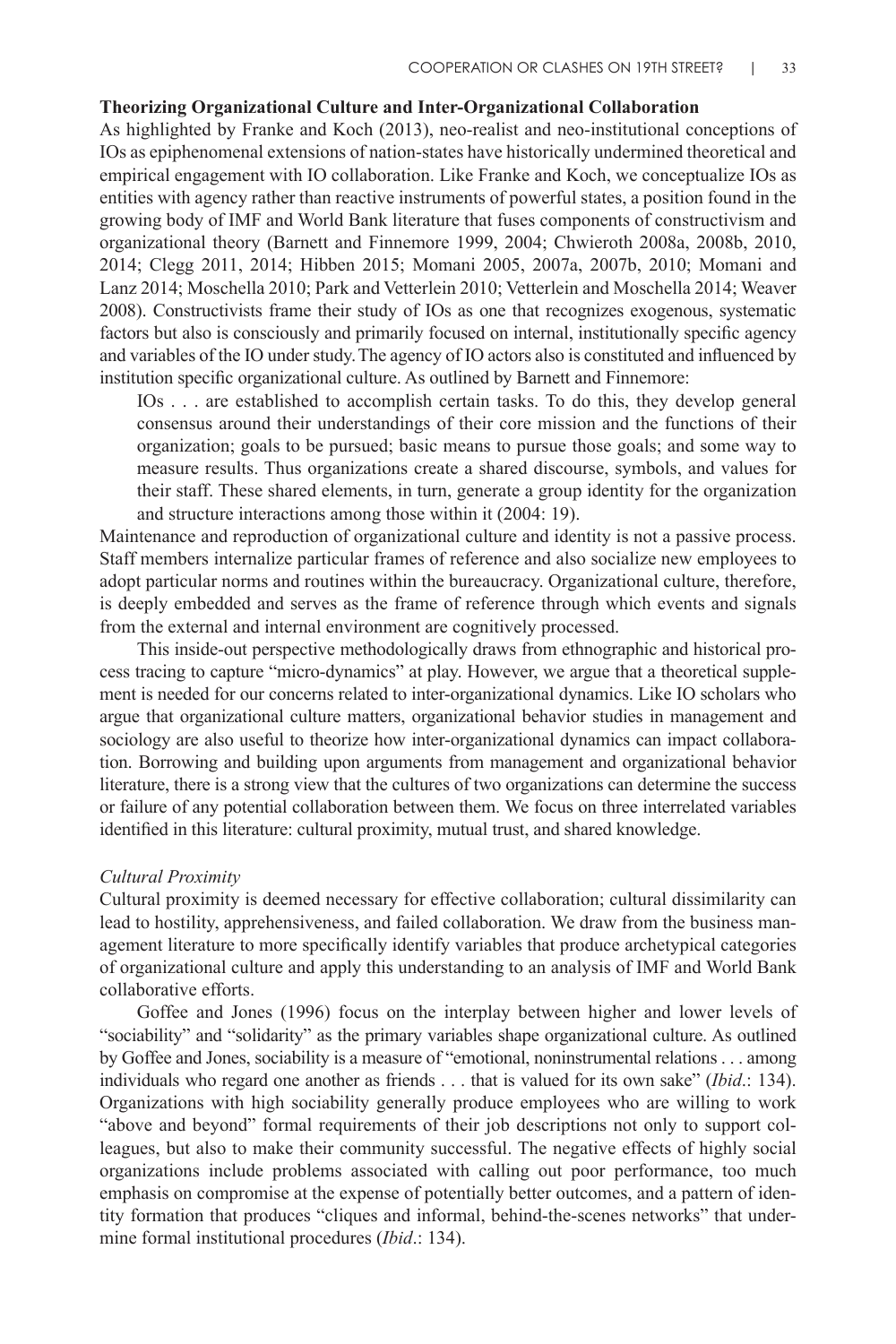### Theorizing Organizational Culture and Inter-Organizational Collaboration

As highlighted by Franke and Koch (2013), neo-realist and neo-institutional conceptions of IOs as epiphenomenal extensions of nation-states have historically undermined theoretical and empirical engagement with IO collaboration. Like Franke and Koch, we conceptualize IOs as entities with agency rather than reactive instruments of powerful states, a position found in the growing body of IMF and World Bank literature that fuses components of constructivism and organizational theory (Barnett and Finnemore 1999, 2004; Chwieroth 2008a, 2008b, 2010, 2014; Clegg 2011, 2014; Hibben 2015; Momani 2005, 2007a, 2007b, 2010; Momani and Lanz 2014; Moschella 2010; Park and Vetterlein 2010; Vetterlein and Moschella 2014; Weaver 2008). Constructivists frame their study of IOs as one that recognizes exogenous, systematic factors but also is consciously and primarily focused on internal, institutionally specific agency and variables of the IO under study. The agency of IO actors also is constituted and influenced by institution specific organizational culture. As outlined by Barnett and Finnemore:

> IOs . . . are established to accomplish certain tasks. To do this, they develop general consensus around their understandings of their core mission and the functions of their organization; goals to be pursued; basic means to pursue those goals; and some way to measure results. Thus organizations create a shared discourse, symbols, and values for their staff. These shared elements, in turn, generate a group identity for the organization and structure interactions among those within it (2004: 19).

Maintenance and reproduction of organizational culture and identity is not a passive process. Staff members internalize particular frames of reference and also socialize new employees to adopt particular norms and routines within the bureaucracy. Organizational culture, therefore, is deeply embedded and serves as the frame of reference through which events and signals from the external and internal environment are cognitively processed.

This inside-out perspective methodologically draws from ethnographic and historical process tracing to capture "micro-dynamics" at play. However, we argue that a theoretical supplement is needed for our concerns related to inter-organizational dynamics. Like IO scholars who argue that organizational culture matters, organizational behavior studies in management and sociology are also useful to theorize how inter-organizational dynamics can impact collaboration. Borrowing and building upon arguments from management and organizational behavior literature, there is a strong view that the cultures of two organizations can determine the success or failure of any potential collaboration between them. We focus on three interrelated variables identified in this literature: cultural proximity, mutual trust, and shared knowledge.

#### *Cultural Proximity*

Cultural proximity is deemed necessary for effective collaboration; cultural dissimilarity can lead to hostility, apprehensiveness, and failed collaboration. We draw from the business management literature to more specifically identify variables that produce archetypical categories of organizational culture and apply this understanding to an analysis of IMF and World Bank collaborative efforts.

Goffee and Jones (1996) focus on the interplay between higher and lower levels of "sociability" and "solidarity" as the primary variables shape organizational culture. As outlined by Goffee and Jones, sociability is a measure of "emotional, noninstrumental relations . . . among individuals who regard one another as friends . . . that is valued for its own sake" (*Ibid*.: 134). Organizations with high sociability generally produce employees who are willing to work "above and beyond" formal requirements of their job descriptions not only to support colleagues, but also to make their community successful. The negative effects of highly social organizations include problems associated with calling out poor performance, too much emphasis on compromise at the expense of potentially better outcomes, and a pattern of identity formation that produces "cliques and informal, behind-the-scenes networks" that undermine formal institutional procedures (*Ibid*.: 134).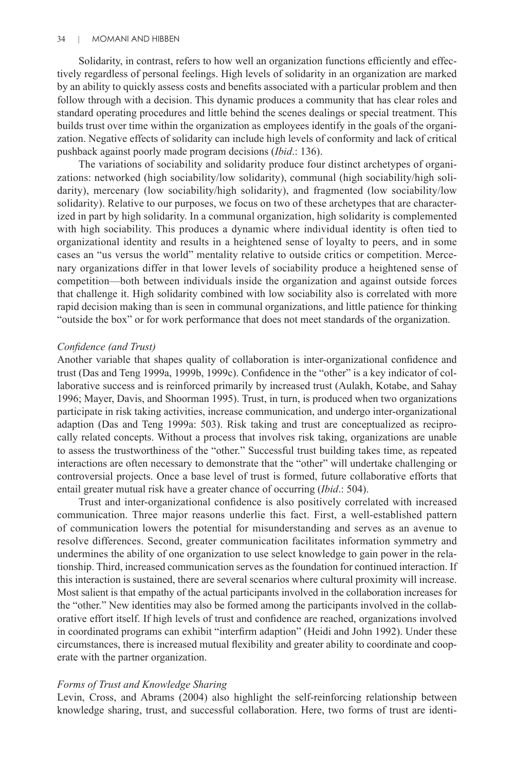Solidarity, in contrast, refers to how well an organization functions efficiently and effectively regardless of personal feelings. High levels of solidarity in an organization are marked by an ability to quickly assess costs and benefits associated with a particular problem and then follow through with a decision. This dynamic produces a community that has clear roles and standard operating procedures and little behind the scenes dealings or special treatment. This builds trust over time within the organization as employees identify in the goals of the organization. Negative effects of solidarity can include high levels of conformity and lack of critical pushback against poorly made program decisions (*Ibid*.: 136).

The variations of sociability and solidarity produce four distinct archetypes of organizations: networked (high sociability/low solidarity), communal (high sociability/high solidarity), mercenary (low sociability/high solidarity), and fragmented (low sociability/low solidarity). Relative to our purposes, we focus on two of these archetypes that are characterized in part by high solidarity. In a communal organization, high solidarity is complemented with high sociability. This produces a dynamic where individual identity is often tied to organizational identity and results in a heightened sense of loyalty to peers, and in some cases an "us versus the world" mentality relative to outside critics or competition. Mercenary organizations differ in that lower levels of sociability produce a heightened sense of competition—both between individuals inside the organization and against outside forces that challenge it. High solidarity combined with low sociability also is correlated with more rapid decision making than is seen in communal organizations, and little patience for thinking "outside the box" or for work performance that does not meet standards of the organization.

*Confidence (and Trust)*

Another variable that shapes quality of collaboration is inter-organizational confidence and trust (Das and Teng 1999a, 1999b, 1999c). Confidence in the "other" is a key indicator of collaborative success and is reinforced primarily by increased trust (Aulakh, Kotabe, and Sahay 1996; Mayer, Davis, and Shoorman 1995). Trust, in turn, is produced when two organizations participate in risk taking activities, increase communication, and undergo inter-organizational adaption (Das and Teng 1999a: 503). Risk taking and trust are conceptualized as reciprocally related concepts. Without a process that involves risk taking, organizations are unable to assess the trustworthiness of the "other." Successful trust building takes time, as repeated interactions are often necessary to demonstrate that the "other" will undertake challenging or controversial projects. Once a base level of trust is formed, future collaborative efforts that entail greater mutual risk have a greater chance of occurring (*Ibid*.: 504).

Trust and inter-organizational confidence is also positively correlated with increased communication. Three major reasons underlie this fact. First, a well-established pattern of communication lowers the potential for misunderstanding and serves as an avenue to resolve differences. Second, greater communication facilitates information symmetry and undermines the ability of one organization to use select knowledge to gain power in the relationship. Third, increased communication serves as the foundation for continued interaction. If this interaction is sustained, there are several scenarios where cultural proximity will increase. Most salient is that empathy of the actual participants involved in the collaboration increases for the "other." New identities may also be formed among the participants involved in the collaborative effort itself. If high levels of trust and confidence are reached, organizations involved in coordinated programs can exhibit "interfirm adaption" (Heidi and John 1992). Under these circumstances, there is increased mutual flexibility and greater ability to coordinate and cooperate with the partner organization.

*Forms of Trust and Knowledge Sharing*

Levin, Cross, and Abrams (2004) also highlight the self-reinforcing relationship between knowledge sharing, trust, and successful collaboration. Here, two forms of trust are identi-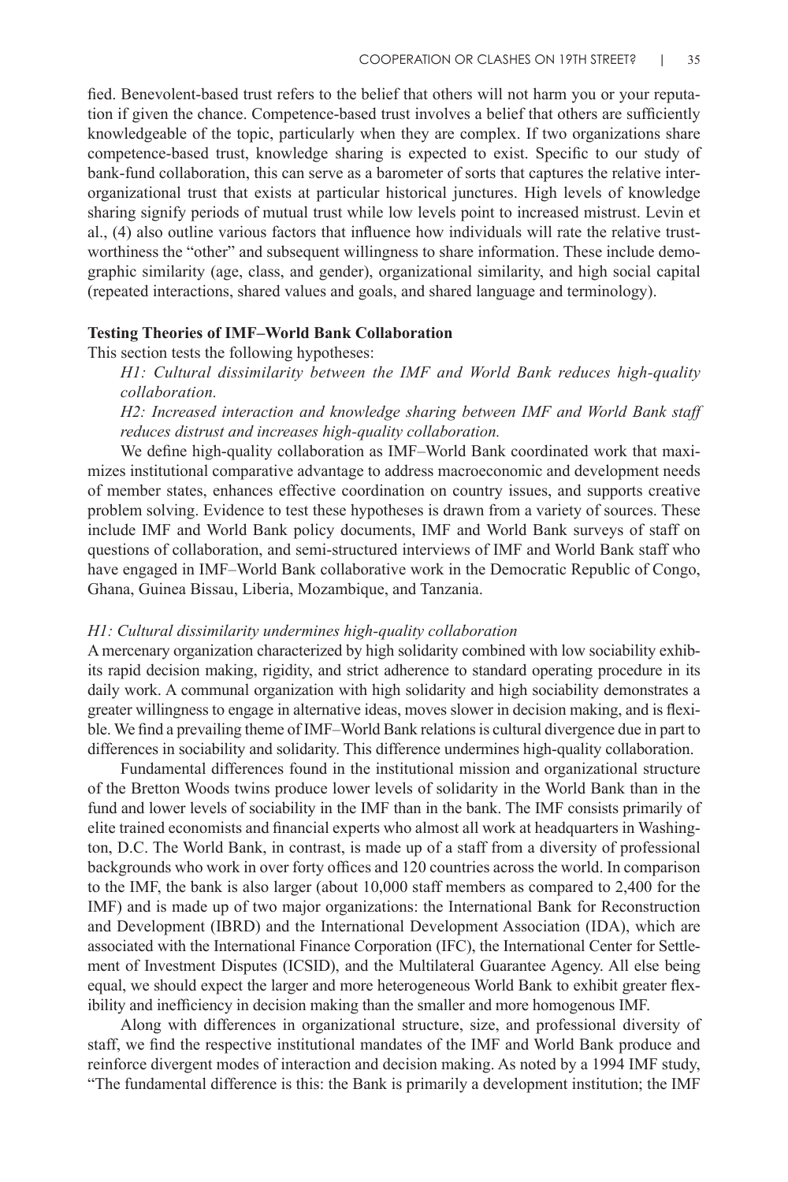fied. Benevolent-based trust refers to the belief that others will not harm you or your reputation if given the chance. Competence-based trust involves a belief that others are sufficiently knowledgeable of the topic, particularly when they are complex. If two organizations share competence-based trust, knowledge sharing is expected to exist. Specific to our study of bank-fund collaboration, this can serve as a barometer of sorts that captures the relative inter-organizational trust that exists at particular historical junctures. High levels of knowledge sharing signify periods of mutual trust while low levels point to increased mistrust. Levin et al., (4) also outline various factors that influence how individuals will rate the relative trustworthiness the "other" and subsequent willingness to share information. These include demographic similarity (age, class, and gender), organizational similarity, and high social capital (repeated interactions, shared values and goals, and shared language and terminology).

**Testing Theories of IMF–World Bank Collaboration**

This section tests the following hypotheses:

*H1: Cultural dissimilarity between the IMF and World Bank reduces high-quality collaboration.*

*H2: Increased interaction and knowledge sharing between IMF and World Bank staff reduces distrust and increases high-quality collaboration.*

We define high-quality collaboration as IMF–World Bank coordinated work that maximizes institutional comparative advantage to address macroeconomic and development needs of member states, enhances effective coordination on country issues, and supports creative problem solving. Evidence to test these hypotheses is drawn from a variety of sources. These include IMF and World Bank policy documents, IMF and World Bank surveys of staff on questions of collaboration, and semi-structured interviews of IMF and World Bank staff who have engaged in IMF–World Bank collaborative work in the Democratic Republic of Congo, Ghana, Guinea Bissau, Liberia, Mozambique, and Tanzania.

*H1: Cultural dissimilarity undermines high-quality collaboration*

A mercenary organization characterized by high solidarity combined with low sociability exhibits rapid decision making, rigidity, and strict adherence to standard operating procedure in its daily work. A communal organization with high solidarity and high sociability demonstrates a greater willingness to engage in alternative ideas, moves slower in decision making, and is flexible. We find a prevailing theme of IMF–World Bank relations is cultural divergence due in part to differences in sociability and solidarity. This difference undermines high-quality collaboration.

Fundamental differences found in the institutional mission and organizational structure of the Bretton Woods twins produce lower levels of solidarity in the World Bank than in the fund and lower levels of sociability in the IMF than in the bank. The IMF consists primarily of elite trained economists and financial experts who almost all work at headquarters in Washington, D.C. The World Bank, in contrast, is made up of a staff from a diversity of professional backgrounds who work in over forty offices and 120 countries across the world. In comparison to the IMF, the bank is also larger (about 10,000 staff members as compared to 2,400 for the IMF) and is made up of two major organizations: the International Bank for Reconstruction and Development (IBRD) and the International Development Association (IDA), which are associated with the International Finance Corporation (IFC), the International Center for Settlement of Investment Disputes (ICSID), and the Multilateral Guarantee Agency. All else being equal, we should expect the larger and more heterogeneous World Bank to exhibit greater flexibility and inefficiency in decision making than the smaller and more homogenous IMF.

Along with differences in organizational structure, size, and professional diversity of staff, we find the respective institutional mandates of the IMF and World Bank produce and reinforce divergent modes of interaction and decision making. As noted by a 1994 IMF study, "The fundamental difference is this: the Bank is primarily a development institution; the IMF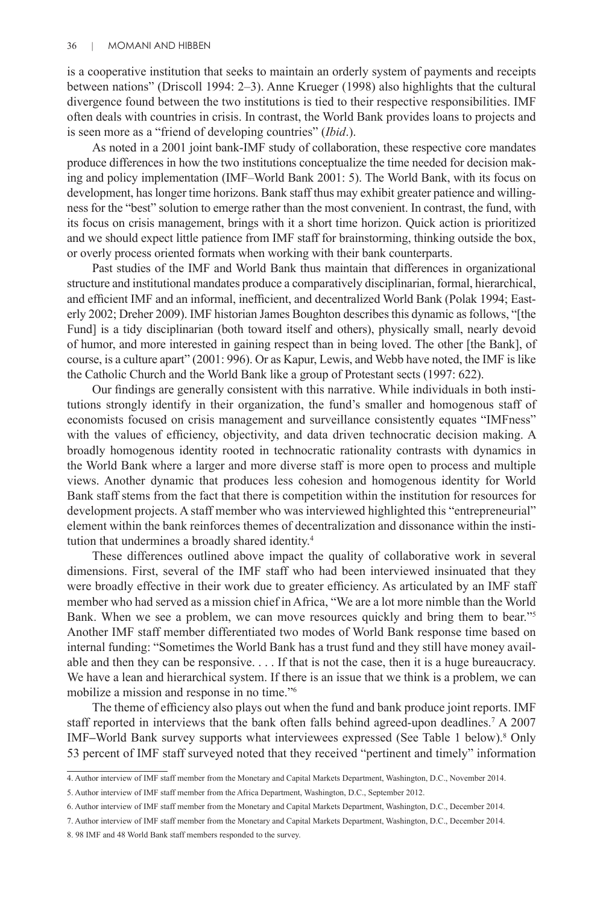is a cooperative institution that seeks to maintain an orderly system of payments and receipts between nations" (Driscoll 1994: 2–3). Anne Krueger (1998) also highlights that the cultural divergence found between the two institutions is tied to their respective responsibilities. IMF often deals with countries in crisis. In contrast, the World Bank provides loans to projects and is seen more as a "friend of developing countries" (*Ibid*.).

As noted in a 2001 joint bank-IMF study of collaboration, these respective core mandates produce differences in how the two institutions conceptualize the time needed for decision making and policy implementation (IMF–World Bank 2001: 5). The World Bank, with its focus on development, has longer time horizons. Bank staff thus may exhibit greater patience and willingness for the "best" solution to emerge rather than the most convenient. In contrast, the fund, with its focus on crisis management, brings with it a short time horizon. Quick action is prioritized and we should expect little patience from IMF staff for brainstorming, thinking outside the box, or overly process oriented formats when working with their bank counterparts.

Past studies of the IMF and World Bank thus maintain that differences in organizational structure and institutional mandates produce a comparatively disciplinarian, formal, hierarchical, and efficient IMF and an informal, inefficient, and decentralized World Bank (Polak 1994; Easterly 2002; Dreher 2009). IMF historian James Boughton describes this dynamic as follows, "[the Fund] is a tidy disciplinarian (both toward itself and others), physically small, nearly devoid of humor, and more interested in gaining respect than in being loved. The other [the Bank], of course, is a culture apart" (2001: 996). Or as Kapur, Lewis, and Webb have noted, the IMF is like the Catholic Church and the World Bank like a group of Protestant sects (1997: 622).

Our findings are generally consistent with this narrative. While individuals in both institutions strongly identify in their organization, the fund's smaller and homogenous staff of economists focused on crisis management and surveillance consistently equates "IMFness" with the values of efficiency, objectivity, and data driven technocratic decision making. A broadly homogenous identity rooted in technocratic rationality contrasts with dynamics in the World Bank where a larger and more diverse staff is more open to process and multiple views. Another dynamic that produces less cohesion and homogenous identity for World Bank staff stems from the fact that there is competition within the institution for resources for development projects. A staff member who was interviewed highlighted this "entrepreneurial" element within the bank reinforces themes of decentralization and dissonance within the institution that undermines a broadly shared identity.[4]

These differences outlined above impact the quality of collaborative work in several dimensions. First, several of the IMF staff who had been interviewed insinuated that they were broadly effective in their work due to greater efficiency. As articulated by an IMF staff member who had served as a mission chief in Africa, "We are a lot more nimble than the World Bank. When we see a problem, we can move resources quickly and bring them to bear."[5] Another IMF staff member differentiated two modes of World Bank response time based on internal funding: "Sometimes the World Bank has a trust fund and they still have money available and then they can be responsive. . . . If that is not the case, then it is a huge bureaucracy. We have a lean and hierarchical system. If there is an issue that we think is a problem, we can mobilize a mission and response in no time."[6]

The theme of efficiency also plays out when the fund and bank produce joint reports. IMF staff reported in interviews that the bank often falls behind agreed-upon deadlines.[7] A 2007 IMF–World Bank survey supports what interviewees expressed (See Table 1 below).[8] Only 53 percent of IMF staff surveyed noted that they received "pertinent and timely" information

4. Author interview of IMF staff member from the Monetary and Capital Markets Department, Washington, D.C., November 2014.

5. Author interview of IMF staff member from the Africa Department, Washington, D.C., September 2012.

6. Author interview of IMF staff member from the Monetary and Capital Markets Department, Washington, D.C., December 2014.

7. Author interview of IMF staff member from the Monetary and Capital Markets Department, Washington, D.C., December 2014.

8. 98 IMF and 48 World Bank staff members responded to the survey.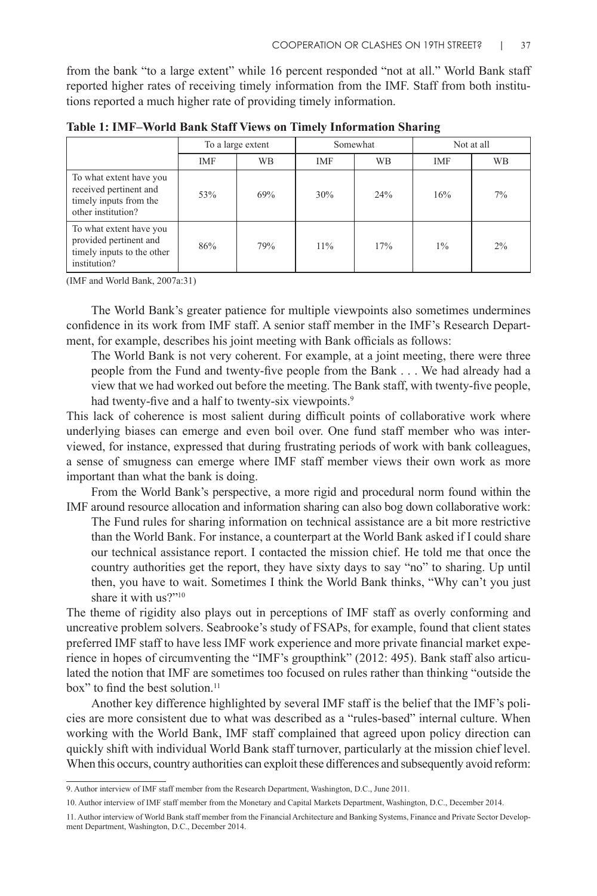from the bank "to a large extent" while 16 percent responded "not at all." World Bank staff reported higher rates of receiving timely information from the IMF. Staff from both institutions reported a much higher rate of providing timely information.

**Table 1: IMF–World Bank Staff Views on Timely Information Sharing**

| | To a large extent | | Somewhat | | Not at all | |
|---|---|---|---|---|---|---|
| | IMF | WB | IMF | WB | IMF | WB |
| To what extent have you received pertinent and timely inputs from the other institution? | 53% | 69% | 30% | 24% | 16% | 7% |
| To what extent have you provided pertinent and timely inputs to the other institution? | 86% | 79% | 11% | 17% | 1% | 2% |

(IMF and World Bank, 2007a:31)

The World Bank's greater patience for multiple viewpoints also sometimes undermines confidence in its work from IMF staff. A senior staff member in the IMF's Research Department, for example, describes his joint meeting with Bank officials as follows:

> The World Bank is not very coherent. For example, at a joint meeting, there were three people from the Fund and twenty-five people from the Bank . . . We had already had a view that we had worked out before the meeting. The Bank staff, with twenty-five people, had twenty-five and a half to twenty-six viewpoints.[9]

This lack of coherence is most salient during difficult points of collaborative work where underlying biases can emerge and even boil over. One fund staff member who was interviewed, for instance, expressed that during frustrating periods of work with bank colleagues, a sense of smugness can emerge where IMF staff member views their own work as more important than what the bank is doing.

From the World Bank's perspective, a more rigid and procedural norm found within the IMF around resource allocation and information sharing can also bog down collaborative work:

> The Fund rules for sharing information on technical assistance are a bit more restrictive than the World Bank. For instance, a counterpart at the World Bank asked if I could share our technical assistance report. I contacted the mission chief. He told me that once the country authorities get the report, they have sixty days to say "no" to sharing. Up until then, you have to wait. Sometimes I think the World Bank thinks, "Why can't you just share it with us?"[10]

The theme of rigidity also plays out in perceptions of IMF staff as overly conforming and uncreative problem solvers. Seabrooke's study of FSAPs, for example, found that client states preferred IMF staff to have less IMF work experience and more private financial market experience in hopes of circumventing the "IMF's groupthink" (2012: 495). Bank staff also articulated the notion that IMF are sometimes too focused on rules rather than thinking "outside the box" to find the best solution.[11]

Another key difference highlighted by several IMF staff is the belief that the IMF's policies are more consistent due to what was described as a "rules-based" internal culture. When working with the World Bank, IMF staff complained that agreed upon policy direction can quickly shift with individual World Bank staff turnover, particularly at the mission chief level. When this occurs, country authorities can exploit these differences and subsequently avoid reform:

---

9. Author interview of IMF staff member from the Research Department, Washington, D.C., June 2011.

10. Author interview of IMF staff member from the Monetary and Capital Markets Department, Washington, D.C., December 2014.

11. Author interview of World Bank staff member from the Financial Architecture and Banking Systems, Finance and Private Sector Development Department, Washington, D.C., December 2014.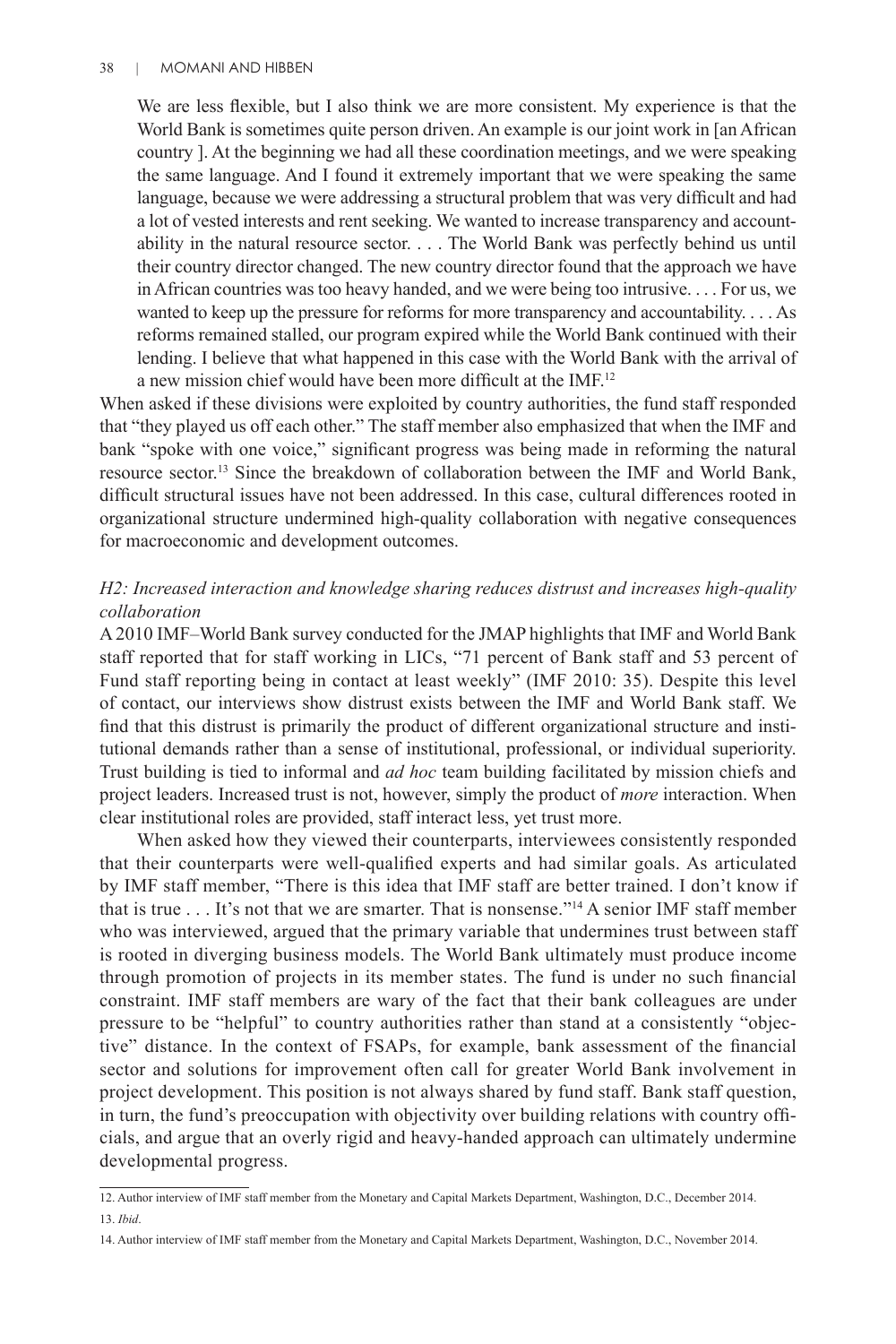> We are less flexible, but I also think we are more consistent. My experience is that the World Bank is sometimes quite person driven. An example is our joint work in [an African country ]. At the beginning we had all these coordination meetings, and we were speaking the same language. And I found it extremely important that we were speaking the same language, because we were addressing a structural problem that was very difficult and had a lot of vested interests and rent seeking. We wanted to increase transparency and accountability in the natural resource sector. . . . The World Bank was perfectly behind us until their country director changed. The new country director found that the approach we have in African countries was too heavy handed, and we were being too intrusive. . . . For us, we wanted to keep up the pressure for reforms for more transparency and accountability. . . . As reforms remained stalled, our program expired while the World Bank continued with their lending. I believe that what happened in this case with the World Bank with the arrival of a new mission chief would have been more difficult at the IMF.[12]

When asked if these divisions were exploited by country authorities, the fund staff responded that "they played us off each other." The staff member also emphasized that when the IMF and bank "spoke with one voice," significant progress was being made in reforming the natural resource sector.[13] Since the breakdown of collaboration between the IMF and World Bank, difficult structural issues have not been addressed. In this case, cultural differences rooted in organizational structure undermined high-quality collaboration with negative consequences for macroeconomic and development outcomes.

### *H2: Increased interaction and knowledge sharing reduces distrust and increases high-quality collaboration*

A 2010 IMF–World Bank survey conducted for the JMAP highlights that IMF and World Bank staff reported that for staff working in LICs, "71 percent of Bank staff and 53 percent of Fund staff reporting being in contact at least weekly" (IMF 2010: 35). Despite this level of contact, our interviews show distrust exists between the IMF and World Bank staff. We find that this distrust is primarily the product of different organizational structure and institutional demands rather than a sense of institutional, professional, or individual superiority. Trust building is tied to informal and *ad hoc* team building facilitated by mission chiefs and project leaders. Increased trust is not, however, simply the product of *more* interaction. When clear institutional roles are provided, staff interact less, yet trust more.

When asked how they viewed their counterparts, interviewees consistently responded that their counterparts were well-qualified experts and had similar goals. As articulated by IMF staff member, "There is this idea that IMF staff are better trained. I don't know if that is true . . . It's not that we are smarter. That is nonsense."[14] A senior IMF staff member who was interviewed, argued that the primary variable that undermines trust between staff is rooted in diverging business models. The World Bank ultimately must produce income through promotion of projects in its member states. The fund is under no such financial constraint. IMF staff members are wary of the fact that their bank colleagues are under pressure to be "helpful" to country authorities rather than stand at a consistently "objective" distance. In the context of FSAPs, for example, bank assessment of the financial sector and solutions for improvement often call for greater World Bank involvement in project development. This position is not always shared by fund staff. Bank staff question, in turn, the fund's preoccupation with objectivity over building relations with country officials, and argue that an overly rigid and heavy-handed approach can ultimately undermine developmental progress.

---

12. Author interview of IMF staff member from the Monetary and Capital Markets Department, Washington, D.C., December 2014.

13. *Ibid*.

14. Author interview of IMF staff member from the Monetary and Capital Markets Department, Washington, D.C., November 2014.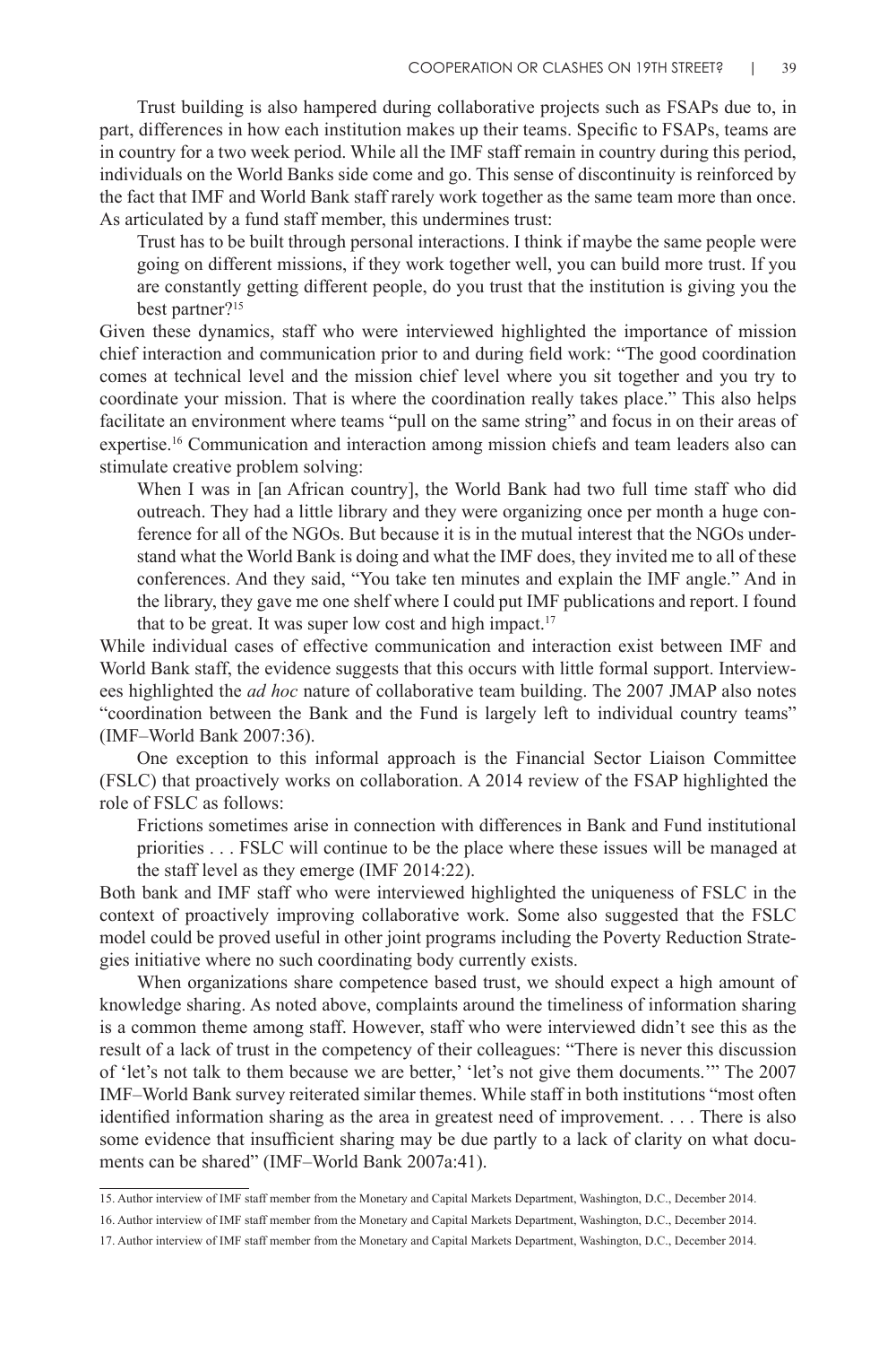Trust building is also hampered during collaborative projects such as FSAPs due to, in part, differences in how each institution makes up their teams. Specific to FSAPs, teams are in country for a two week period. While all the IMF staff remain in country during this period, individuals on the World Banks side come and go. This sense of discontinuity is reinforced by the fact that IMF and World Bank staff rarely work together as the same team more than once. As articulated by a fund staff member, this undermines trust:

> Trust has to be built through personal interactions. I think if maybe the same people were going on different missions, if they work together well, you can build more trust. If you are constantly getting different people, do you trust that the institution is giving you the best partner?[15]

Given these dynamics, staff who were interviewed highlighted the importance of mission chief interaction and communication prior to and during field work: "The good coordination comes at technical level and the mission chief level where you sit together and you try to coordinate your mission. That is where the coordination really takes place." This also helps facilitate an environment where teams "pull on the same string" and focus in on their areas of expertise.[16] Communication and interaction among mission chiefs and team leaders also can stimulate creative problem solving:

> When I was in [an African country], the World Bank had two full time staff who did outreach. They had a little library and they were organizing once per month a huge conference for all of the NGOs. But because it is in the mutual interest that the NGOs understand what the World Bank is doing and what the IMF does, they invited me to all of these conferences. And they said, "You take ten minutes and explain the IMF angle." And in the library, they gave me one shelf where I could put IMF publications and report. I found that to be great. It was super low cost and high impact.[17]

While individual cases of effective communication and interaction exist between IMF and World Bank staff, the evidence suggests that this occurs with little formal support. Interviewees highlighted the *ad hoc* nature of collaborative team building. The 2007 JMAP also notes "coordination between the Bank and the Fund is largely left to individual country teams" (IMF–World Bank 2007:36).

One exception to this informal approach is the Financial Sector Liaison Committee (FSLC) that proactively works on collaboration. A 2014 review of the FSAP highlighted the role of FSLC as follows:

> Frictions sometimes arise in connection with differences in Bank and Fund institutional priorities . . . FSLC will continue to be the place where these issues will be managed at the staff level as they emerge (IMF 2014:22).

Both bank and IMF staff who were interviewed highlighted the uniqueness of FSLC in the context of proactively improving collaborative work. Some also suggested that the FSLC model could be proved useful in other joint programs including the Poverty Reduction Strategies initiative where no such coordinating body currently exists.

When organizations share competence based trust, we should expect a high amount of knowledge sharing. As noted above, complaints around the timeliness of information sharing is a common theme among staff. However, staff who were interviewed didn't see this as the result of a lack of trust in the competency of their colleagues: "There is never this discussion of 'let's not talk to them because we are better,' 'let's not give them documents.'" The 2007 IMF–World Bank survey reiterated similar themes. While staff in both institutions "most often identified information sharing as the area in greatest need of improvement. . . . There is also some evidence that insufficient sharing may be due partly to a lack of clarity on what documents can be shared" (IMF–World Bank 2007a:41).

---

15. Author interview of IMF staff member from the Monetary and Capital Markets Department, Washington, D.C., December 2014.

16. Author interview of IMF staff member from the Monetary and Capital Markets Department, Washington, D.C., December 2014.

17. Author interview of IMF staff member from the Monetary and Capital Markets Department, Washington, D.C., December 2014.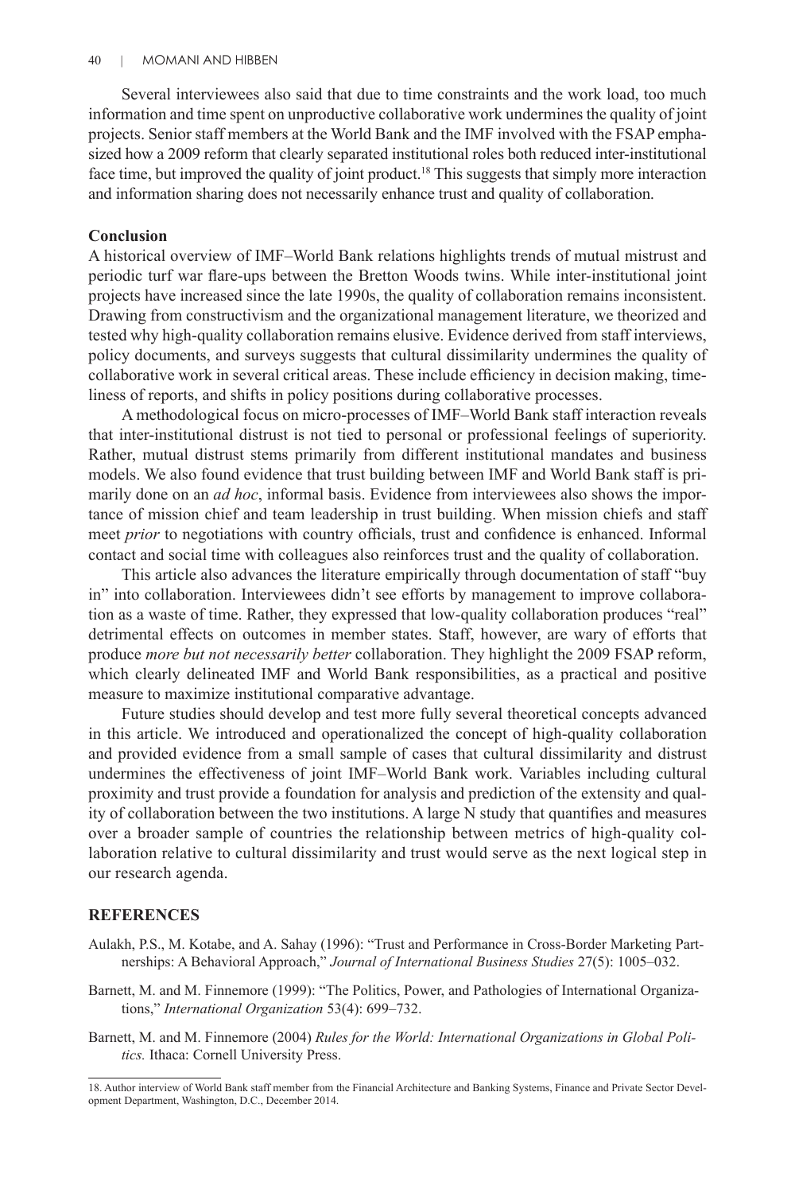Several interviewees also said that due to time constraints and the work load, too much information and time spent on unproductive collaborative work undermines the quality of joint projects. Senior staff members at the World Bank and the IMF involved with the FSAP emphasized how a 2009 reform that clearly separated institutional roles both reduced inter-institutional face time, but improved the quality of joint product.[18] This suggests that simply more interaction and information sharing does not necessarily enhance trust and quality of collaboration.

## Conclusion

A historical overview of IMF–World Bank relations highlights trends of mutual mistrust and periodic turf war flare-ups between the Bretton Woods twins. While inter-institutional joint projects have increased since the late 1990s, the quality of collaboration remains inconsistent. Drawing from constructivism and the organizational management literature, we theorized and tested why high-quality collaboration remains elusive. Evidence derived from staff interviews, policy documents, and surveys suggests that cultural dissimilarity undermines the quality of collaborative work in several critical areas. These include efficiency in decision making, timeliness of reports, and shifts in policy positions during collaborative processes.

A methodological focus on micro-processes of IMF–World Bank staff interaction reveals that inter-institutional distrust is not tied to personal or professional feelings of superiority. Rather, mutual distrust stems primarily from different institutional mandates and business models. We also found evidence that trust building between IMF and World Bank staff is primarily done on an *ad hoc*, informal basis. Evidence from interviewees also shows the importance of mission chief and team leadership in trust building. When mission chiefs and staff meet *prior* to negotiations with country officials, trust and confidence is enhanced. Informal contact and social time with colleagues also reinforces trust and the quality of collaboration.

This article also advances the literature empirically through documentation of staff "buy in" into collaboration. Interviewees didn't see efforts by management to improve collaboration as a waste of time. Rather, they expressed that low-quality collaboration produces "real" detrimental effects on outcomes in member states. Staff, however, are wary of efforts that produce *more but not necessarily better* collaboration. They highlight the 2009 FSAP reform, which clearly delineated IMF and World Bank responsibilities, as a practical and positive measure to maximize institutional comparative advantage.

Future studies should develop and test more fully several theoretical concepts advanced in this article. We introduced and operationalized the concept of high-quality collaboration and provided evidence from a small sample of cases that cultural dissimilarity and distrust undermines the effectiveness of joint IMF–World Bank work. Variables including cultural proximity and trust provide a foundation for analysis and prediction of the extensity and quality of collaboration between the two institutions. A large N study that quantifies and measures over a broader sample of countries the relationship between metrics of high-quality collaboration relative to cultural dissimilarity and trust would serve as the next logical step in our research agenda.

## REFERENCES

Aulakh, P.S., M. Kotabe, and A. Sahay (1996): "Trust and Performance in Cross-Border Marketing Partnerships: A Behavioral Approach," *Journal of International Business Studies* 27(5): 1005–032.

Barnett, M. and M. Finnemore (1999): "The Politics, Power, and Pathologies of International Organizations," *International Organization* 53(4): 699–732.

Barnett, M. and M. Finnemore (2004) *Rules for the World: International Organizations in Global Politics.* Ithaca: Cornell University Press.

18. Author interview of World Bank staff member from the Financial Architecture and Banking Systems, Finance and Private Sector Development Department, Washington, D.C., December 2014.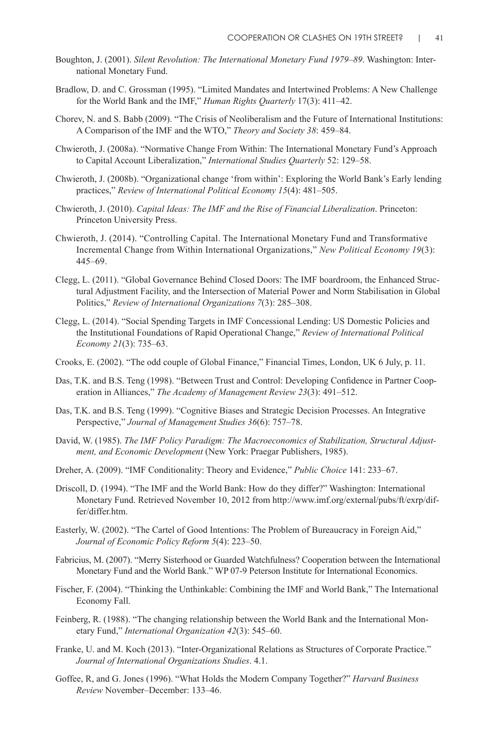Boughton, J. (2001). *Silent Revolution: The International Monetary Fund 1979–89*. Washington: International Monetary Fund.

Bradlow, D. and C. Grossman (1995). "Limited Mandates and Intertwined Problems: A New Challenge for the World Bank and the IMF," *Human Rights Quarterly* 17(3): 411–42.

Chorev, N. and S. Babb (2009). "The Crisis of Neoliberalism and the Future of International Institutions: A Comparison of the IMF and the WTO," *Theory and Society 38*: 459–84.

Chwieroth, J. (2008a). "Normative Change From Within: The International Monetary Fund's Approach to Capital Account Liberalization," *International Studies Quarterly* 52: 129–58.

Chwieroth, J. (2008b). "Organizational change 'from within': Exploring the World Bank's Early lending practices," *Review of International Political Economy 15*(4): 481–505.

Chwieroth, J. (2010). *Capital Ideas: The IMF and the Rise of Financial Liberalization*. Princeton: Princeton University Press.

Chwieroth, J. (2014). "Controlling Capital. The International Monetary Fund and Transformative Incremental Change from Within International Organizations," *New Political Economy 19*(3): 445–69.

Clegg, L. (2011). "Global Governance Behind Closed Doors: The IMF boardroom, the Enhanced Structural Adjustment Facility, and the Intersection of Material Power and Norm Stabilisation in Global Politics," *Review of International Organizations 7*(3): 285–308.

Clegg, L. (2014). "Social Spending Targets in IMF Concessional Lending: US Domestic Policies and the Institutional Foundations of Rapid Operational Change," *Review of International Political Economy 21*(3): 735–63.

Crooks, E. (2002). "The odd couple of Global Finance," Financial Times, London, UK 6 July, p. 11.

Das, T.K. and B.S. Teng (1998). "Between Trust and Control: Developing Confidence in Partner Cooperation in Alliances," *The Academy of Management Review 23*(3): 491–512.

Das, T.K. and B.S. Teng (1999). "Cognitive Biases and Strategic Decision Processes. An Integrative Perspective," *Journal of Management Studies 36*(6): 757–78.

David, W. (1985). *The IMF Policy Paradigm: The Macroeconomics of Stabilization, Structural Adjustment, and Economic Development* (New York: Praegar Publishers, 1985).

Dreher, A. (2009). "IMF Conditionality: Theory and Evidence," *Public Choice* 141: 233–67.

Driscoll, D. (1994). "The IMF and the World Bank: How do they differ?" Washington: International Monetary Fund. Retrieved November 10, 2012 from http://www.imf.org/external/pubs/ft/exrp/differ/differ.htm.

Easterly, W. (2002). "The Cartel of Good Intentions: The Problem of Bureaucracy in Foreign Aid," *Journal of Economic Policy Reform 5*(4): 223–50.

Fabricius, M. (2007). "Merry Sisterhood or Guarded Watchfulness? Cooperation between the International Monetary Fund and the World Bank." WP 07-9 Peterson Institute for International Economics.

Fischer, F. (2004). "Thinking the Unthinkable: Combining the IMF and World Bank," The International Economy Fall.

Feinberg, R. (1988). "The changing relationship between the World Bank and the International Monetary Fund," *International Organization 42*(3): 545–60.

Franke, U. and M. Koch (2013). "Inter-Organizational Relations as Structures of Corporate Practice." *Journal of International Organizations Studies*. 4.1.

Goffee, R, and G. Jones (1996). "What Holds the Modern Company Together?" *Harvard Business Review* November–December: 133–46.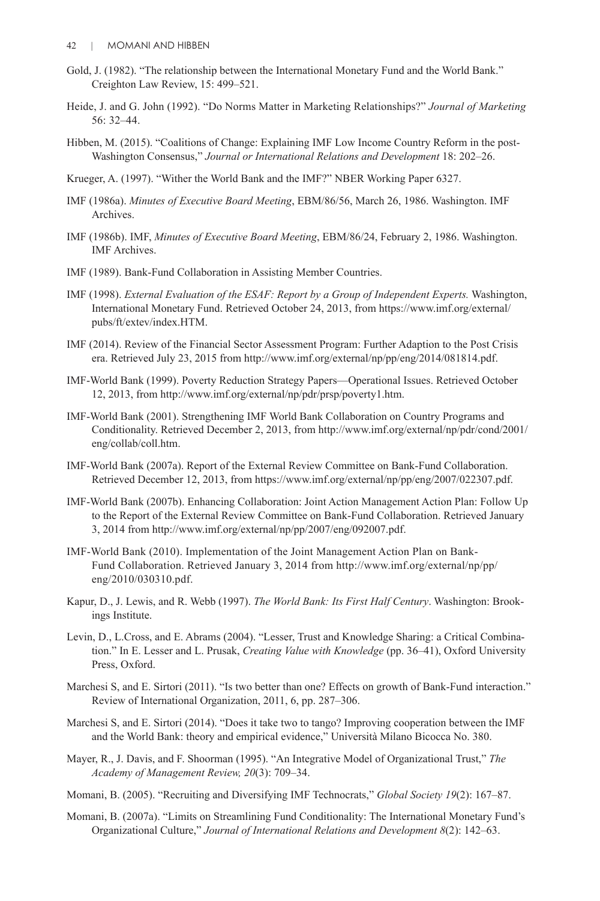Gold, J. (1982). "The relationship between the International Monetary Fund and the World Bank." Creighton Law Review, 15: 499–521.

Heide, J. and G. John (1992). "Do Norms Matter in Marketing Relationships?" *Journal of Marketing* 56: 32–44.

Hibben, M. (2015). "Coalitions of Change: Explaining IMF Low Income Country Reform in the post-Washington Consensus," *Journal or International Relations and Development* 18: 202–26.

Krueger, A. (1997). "Wither the World Bank and the IMF?" NBER Working Paper 6327.

IMF (1986a). *Minutes of Executive Board Meeting*, EBM/86/56, March 26, 1986. Washington. IMF Archives.

IMF (1986b). IMF, *Minutes of Executive Board Meeting*, EBM/86/24, February 2, 1986. Washington. IMF Archives.

IMF (1989). Bank-Fund Collaboration in Assisting Member Countries.

IMF (1998). *External Evaluation of the ESAF: Report by a Group of Independent Experts.* Washington, International Monetary Fund. Retrieved October 24, 2013, from https://www.imf.org/external/pubs/ft/extev/index.HTM.

IMF (2014). Review of the Financial Sector Assessment Program: Further Adaption to the Post Crisis era. Retrieved July 23, 2015 from http://www.imf.org/external/np/pp/eng/2014/081814.pdf.

IMF-World Bank (1999). Poverty Reduction Strategy Papers—Operational Issues. Retrieved October 12, 2013, from http://www.imf.org/external/np/pdr/prsp/poverty1.htm.

IMF-World Bank (2001). Strengthening IMF World Bank Collaboration on Country Programs and Conditionality. Retrieved December 2, 2013, from http://www.imf.org/external/np/pdr/cond/2001/eng/collab/coll.htm.

IMF-World Bank (2007a). Report of the External Review Committee on Bank-Fund Collaboration. Retrieved December 12, 2013, from https://www.imf.org/external/np/pp/eng/2007/022307.pdf.

IMF-World Bank (2007b). Enhancing Collaboration: Joint Action Management Action Plan: Follow Up to the Report of the External Review Committee on Bank-Fund Collaboration. Retrieved January 3, 2014 from http://www.imf.org/external/np/pp/2007/eng/092007.pdf.

IMF-World Bank (2010). Implementation of the Joint Management Action Plan on Bank-Fund Collaboration. Retrieved January 3, 2014 from http://www.imf.org/external/np/pp/eng/2010/030310.pdf.

Kapur, D., J. Lewis, and R. Webb (1997). *The World Bank: Its First Half Century*. Washington: Brookings Institute.

Levin, D., L.Cross, and E. Abrams (2004). "Lesser, Trust and Knowledge Sharing: a Critical Combination." In E. Lesser and L. Prusak, *Creating Value with Knowledge* (pp. 36–41), Oxford University Press, Oxford.

Marchesi S, and E. Sirtori (2011). "Is two better than one? Effects on growth of Bank-Fund interaction." Review of International Organization, 2011, 6, pp. 287–306.

Marchesi S, and E. Sirtori (2014). "Does it take two to tango? Improving cooperation between the IMF and the World Bank: theory and empirical evidence," Università Milano Bicocca No. 380.

Mayer, R., J. Davis, and F. Shoorman (1995). "An Integrative Model of Organizational Trust," *The Academy of Management Review, 20*(3): 709–34.

Momani, B. (2005). "Recruiting and Diversifying IMF Technocrats," *Global Society 19*(2): 167–87.

Momani, B. (2007a). "Limits on Streamlining Fund Conditionality: The International Monetary Fund's Organizational Culture," *Journal of International Relations and Development 8*(2): 142–63.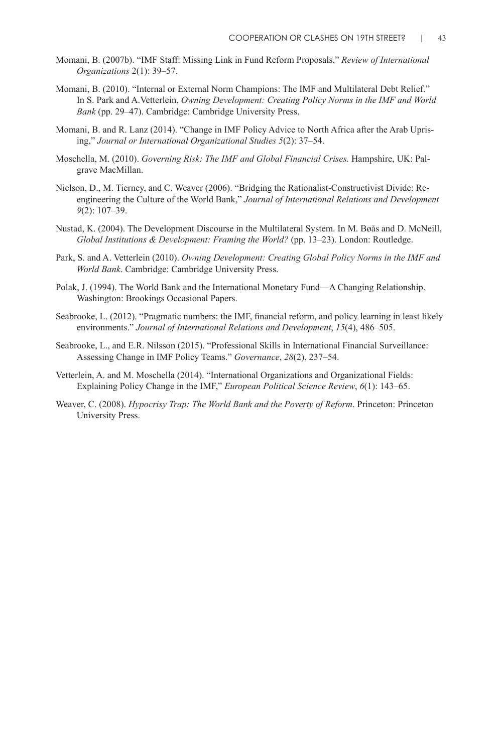Momani, B. (2007b). "IMF Staff: Missing Link in Fund Reform Proposals," *Review of International Organizations* 2(1): 39–57.

Momani, B. (2010). "Internal or External Norm Champions: The IMF and Multilateral Debt Relief." In S. Park and A.Vetterlein, *Owning Development: Creating Policy Norms in the IMF and World Bank* (pp. 29–47). Cambridge: Cambridge University Press.

Momani, B. and R. Lanz (2014). "Change in IMF Policy Advice to North Africa after the Arab Uprising," *Journal or International Organizational Studies 5*(2): 37–54.

Moschella, M. (2010). *Governing Risk: The IMF and Global Financial Crises.* Hampshire, UK: Palgrave MacMillan.

Nielson, D., M. Tierney, and C. Weaver (2006). "Bridging the Rationalist-Constructivist Divide: Reengineering the Culture of the World Bank," *Journal of International Relations and Development 9*(2): 107–39.

Nustad, K. (2004). The Development Discourse in the Multilateral System. In M. Bøås and D. McNeill, *Global Institutions & Development: Framing the World?* (pp. 13–23). London: Routledge.

Park, S. and A. Vetterlein (2010). *Owning Development: Creating Global Policy Norms in the IMF and World Bank*. Cambridge: Cambridge University Press.

Polak, J. (1994). The World Bank and the International Monetary Fund—A Changing Relationship. Washington: Brookings Occasional Papers.

Seabrooke, L. (2012). "Pragmatic numbers: the IMF, financial reform, and policy learning in least likely environments." *Journal of International Relations and Development*, *15*(4), 486–505.

Seabrooke, L., and E.R. Nilsson (2015). "Professional Skills in International Financial Surveillance: Assessing Change in IMF Policy Teams." *Governance*, *28*(2), 237–54.

Vetterlein, A. and M. Moschella (2014). "International Organizations and Organizational Fields: Explaining Policy Change in the IMF," *European Political Science Review*, *6*(1): 143–65.

Weaver, C. (2008). *Hypocrisy Trap: The World Bank and the Poverty of Reform*. Princeton: Princeton University Press.